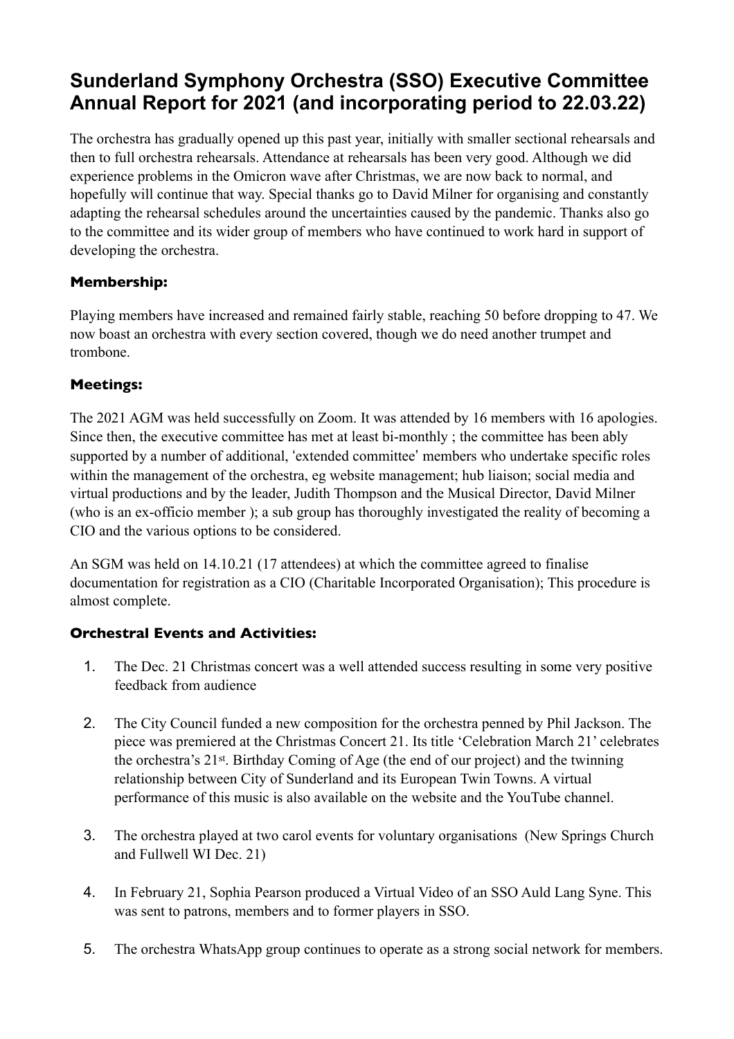# Sunderland Symphony Orchestra (SSO) Executive Committee Annual Report for 2021 (and incorporating period to 22.03.22)

The orchestra has gradually opened up this past year, initially with smaller sectional rehearsals and then to full orchestra rehearsals. Attendance at rehearsals has been very good. Although we did experience problems in the Omicron wave after Christmas, we are now back to normal, and hopefully will continue that way. Special thanks go to David Milner for organising and constantly adapting the rehearsal schedules around the uncertainties caused by the pandemic. Thanks also go to the committee and its wider group of members who have continued to work hard in support of developing the orchestra.

### Membership:

Playing members have increased and remained fairly stable, reaching 50 before dropping to 47. We now boast an orchestra with every section covered, though we do need another trumpet and trombone.

### Meetings:

The 2021 AGM was held successfully on Zoom. It was attended by 16 members with 16 apologies. Since then, the executive committee has met at least bi-monthly ; the committee has been ably supported by a number of additional, 'extended committee' members who undertake specific roles within the management of the orchestra, eg website management; hub liaison; social media and virtual productions and by the leader, Judith Thompson and the Musical Director, David Milner (who is an ex-officio member ); a sub group has thoroughly investigated the reality of becoming a CIO and the various options to be considered.

An SGM was held on 14.10.21 (17 attendees) at which the committee agreed to finalise documentation for registration as a CIO (Charitable Incorporated Organisation); This procedure is almost complete.

### Orchestral Events and Activities:

1. The Dec. 21 Christmas concert was a well attended success resulting in some very positive feedback from audience

2. The City Council funded a new composition for the orchestra penned by Phil Jackson. The piece was premiered at the Christmas Concert 21. Its title 'Celebration March 21' celebrates the orchestra's 21st. Birthday Coming of Age (the end of our project) and the twinning relationship between City of Sunderland and its European Twin Towns. A virtual performance of this music is also available on the website and the YouTube channel.

3. The orchestra played at two carol events for voluntary organisations (New Springs Church and Fullwell WI Dec. 21)

4. In February 21, Sophia Pearson produced a Virtual Video of an SSO Auld Lang Syne. This was sent to patrons, members and to former players in SSO.

5. The orchestra WhatsApp group continues to operate as a strong social network for members.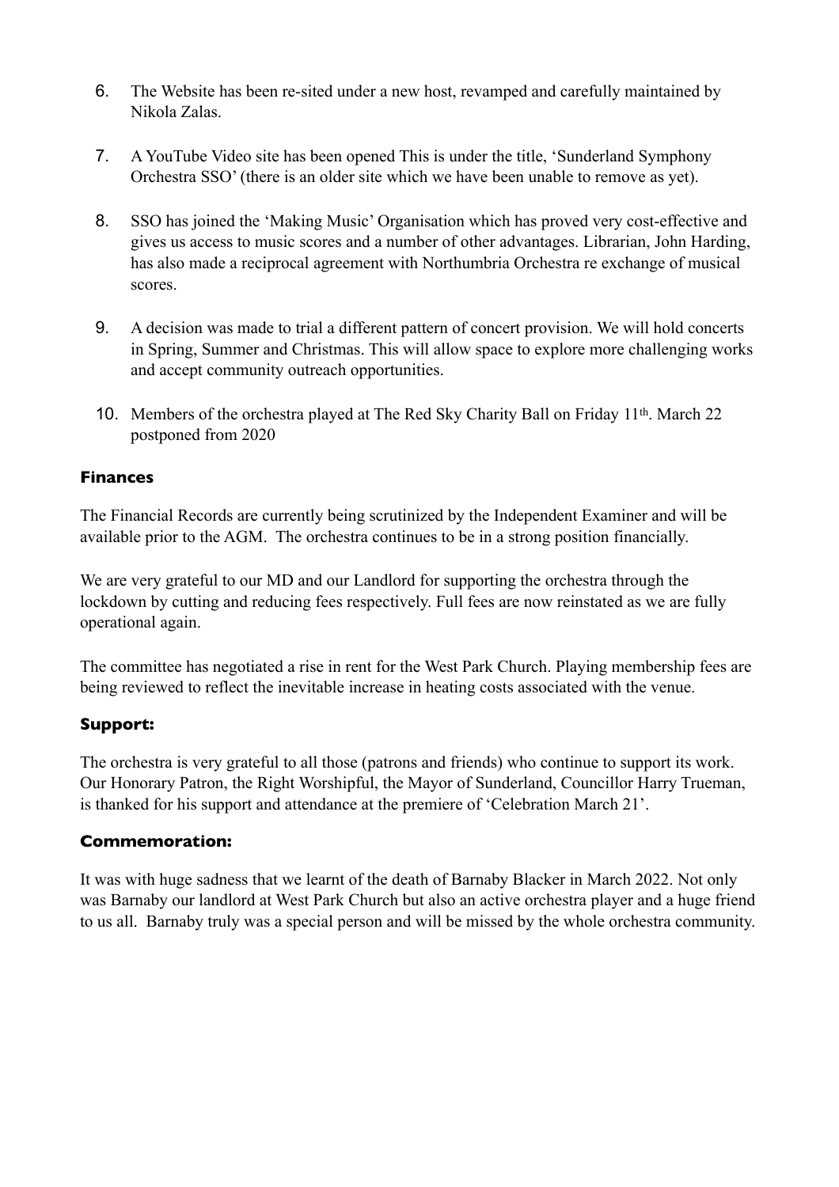6. The Website has been re-sited under a new host, revamped and carefully maintained by Nikola Zalas.

7. A YouTube Video site has been opened This is under the title, 'Sunderland Symphony Orchestra SSO' (there is an older site which we have been unable to remove as yet).

8. SSO has joined the 'Making Music' Organisation which has proved very cost-effective and gives us access to music scores and a number of other advantages. Librarian, John Harding, has also made a reciprocal agreement with Northumbria Orchestra re exchange of musical scores.

9. A decision was made to trial a different pattern of concert provision. We will hold concerts in Spring, Summer and Christmas. This will allow space to explore more challenging works and accept community outreach opportunities.

10. Members of the orchestra played at The Red Sky Charity Ball on Friday 11th. March 22 postponed from 2020

### Finances

The Financial Records are currently being scrutinized by the Independent Examiner and will be available prior to the AGM. The orchestra continues to be in a strong position financially.

We are very grateful to our MD and our Landlord for supporting the orchestra through the lockdown by cutting and reducing fees respectively. Full fees are now reinstated as we are fully operational again.

The committee has negotiated a rise in rent for the West Park Church. Playing membership fees are being reviewed to reflect the inevitable increase in heating costs associated with the venue.

### Support:

The orchestra is very grateful to all those (patrons and friends) who continue to support its work. Our Honorary Patron, the Right Worshipful, the Mayor of Sunderland, Councillor Harry Trueman, is thanked for his support and attendance at the premiere of 'Celebration March 21'.

### Commemoration:

It was with huge sadness that we learnt of the death of Barnaby Blacker in March 2022. Not only was Barnaby our landlord at West Park Church but also an active orchestra player and a huge friend to us all. Barnaby truly was a special person and will be missed by the whole orchestra community.